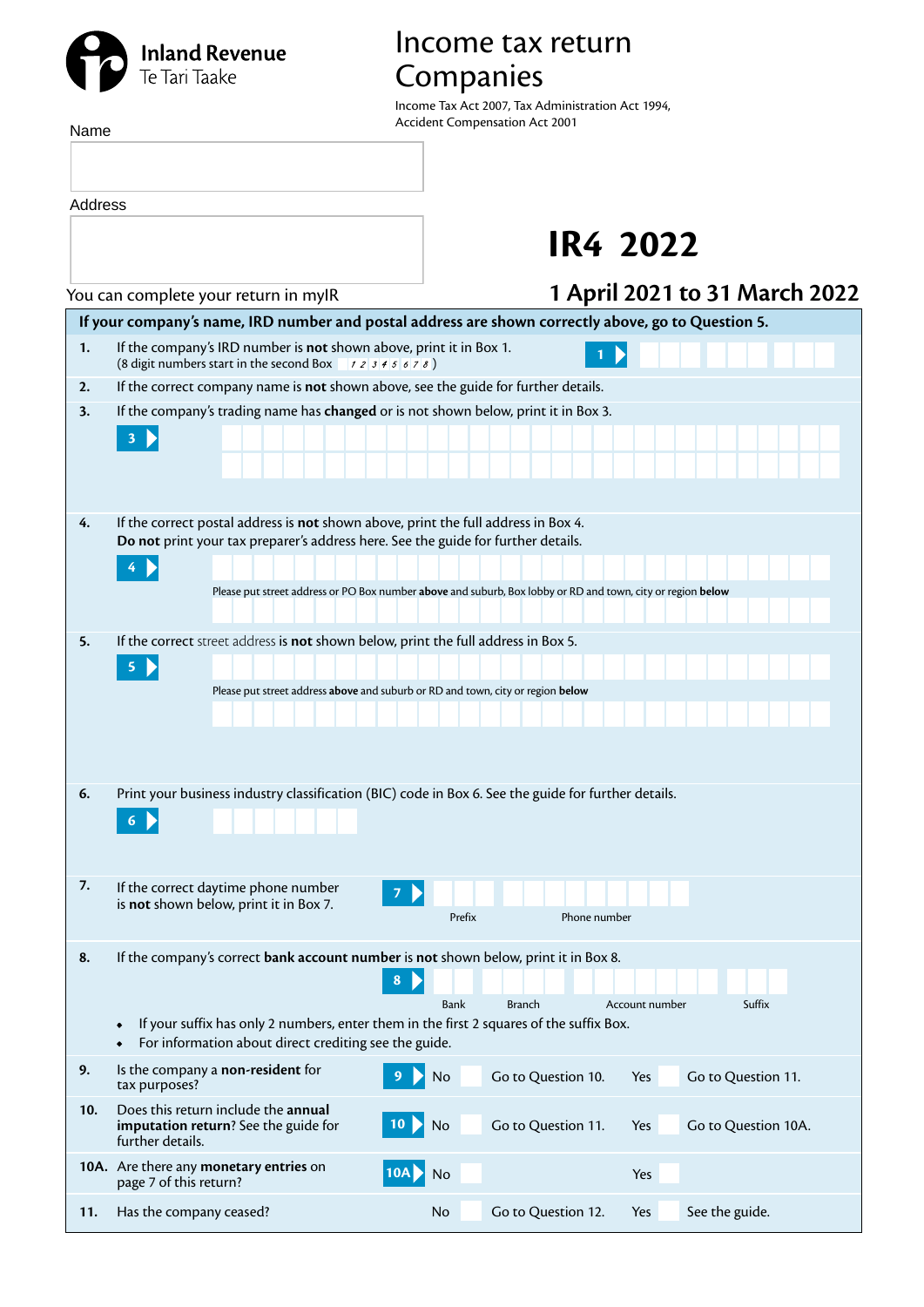Inland Revenue
Te Tari Taake

# Income tax return Companies

Income Tax Act 2007, Tax Administration Act 1994, Accident Compensation Act 2001

Name

Address

You can complete your return in myIR

# IR4 2022

## 1 April 2021 to 31 March 2022

**If your company's name, IRD number and postal address are shown correctly above, go to Question 5.**

**1.** If the company's IRD number is **not** shown above, print it in Box 1.
(8 digit numbers start in the second Box 12345678)

**1**

**2.** If the correct company name is **not** shown above, see the guide for further details.

**3.** If the company's trading name has **changed** or is not shown below, print it in Box 3.

**3**

**4.** If the correct postal address is **not** shown above, print the full address in Box 4.
**Do not** print your tax preparer's address here. See the guide for further details.

**4**

Please put street address or PO Box number **above** and suburb, Box lobby or RD and town, city or region **below**

**5.** If the correct street address is **not** shown below, print the full address in Box 5.

**5**

Please put street address **above** and suburb or RD and town, city or region **below**

**6.** Print your business industry classification (BIC) code in Box 6. See the guide for further details.

**6**

**7.** If the correct daytime phone number is **not** shown below, print it in Box 7.

**7** Prefix | Phone number

**8.** If the company's correct **bank account number** is **not** shown below, print it in Box 8.

**8** Bank | Branch | Account number | Suffix

- If your suffix has only 2 numbers, enter them in the first 2 squares of the suffix Box.
- For information about direct crediting see the guide.

**9.** Is the company a **non-resident** for tax purposes?
**9** No ☐ Go to Question 10. Yes ☐ Go to Question 11.

**10.** Does this return include the **annual imputation return**? See the guide for further details.
**10** No ☐ Go to Question 11. Yes ☐ Go to Question 10A.

**10A.** Are there any **monetary entries** on page 7 of this return?
**10A** No ☐ Yes ☐

**11.** Has the company ceased?
No ☐ Go to Question 12. Yes ☐ See the guide.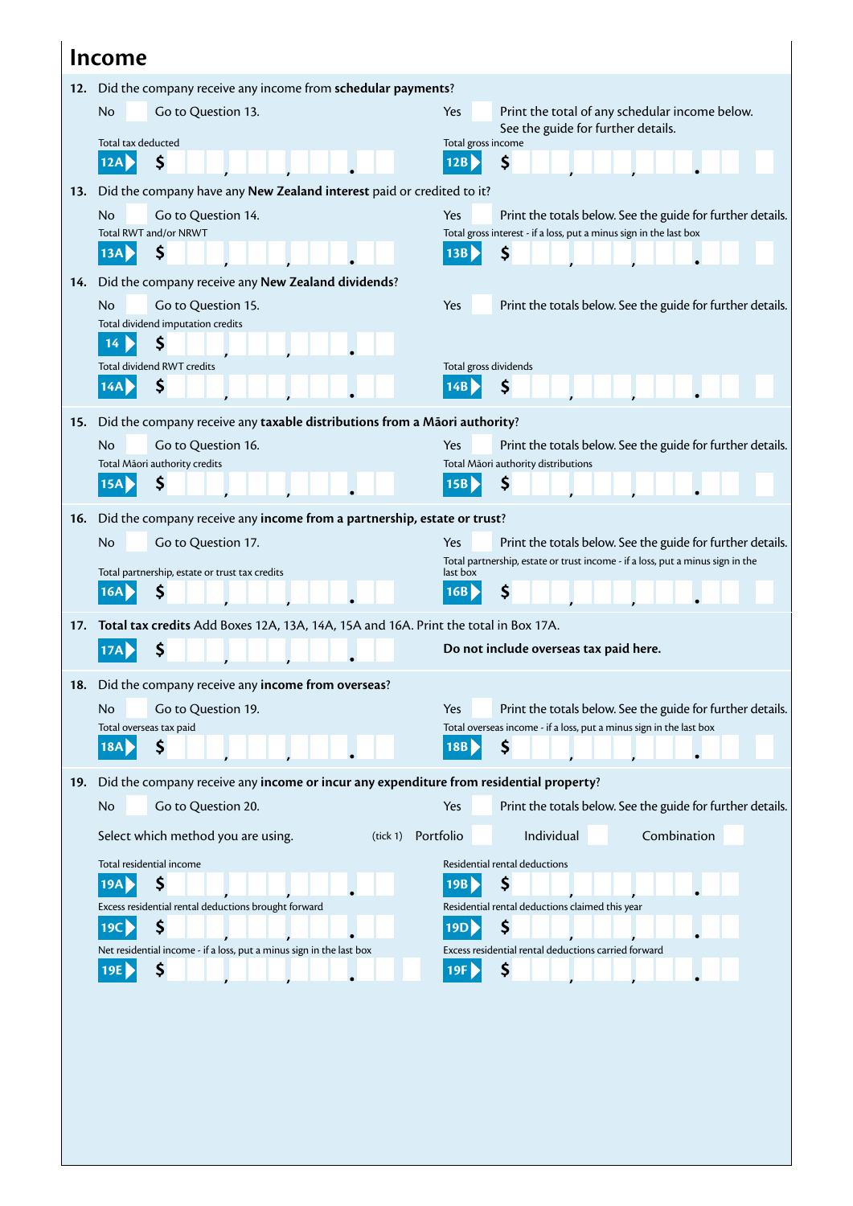# Income

**12.** Did the company receive any income from **schedular payments**?

No ☐ Go to Question 13.

Yes ☐ Print the total of any schedular income below. See the guide for further details.

Total tax deducted
**12A** $ ___,___,___.__

Total gross income
**12B** $ ___,___,___.__

**13.** Did the company have any **New Zealand interest** paid or credited to it?

No ☐ Go to Question 14.

Yes ☐ Print the totals below. See the guide for further details.

Total RWT and/or NRWT
**13A** $ ___,___,___.__

Total gross interest - if a loss, put a minus sign in the last box
**13B** $ ___,___,___.__

**14.** Did the company receive any **New Zealand dividends**?

No ☐ Go to Question 15.

Yes ☐ Print the totals below. See the guide for further details.

Total dividend imputation credits
**14** $ ___,___,___.__

Total dividend RWT credits
**14A** $ ___,___,___.__

Total gross dividends
**14B** $ ___,___,___.__

**15.** Did the company receive any **taxable distributions from a Māori authority**?

No ☐ Go to Question 16.

Yes ☐ Print the totals below. See the guide for further details.

Total Māori authority credits
**15A** $ ___,___,___.__

Total Māori authority distributions
**15B** $ ___,___,___.__

**16.** Did the company receive any **income from a partnership, estate or trust**?

No ☐ Go to Question 17.

Yes ☐ Print the totals below. See the guide for further details.

Total partnership, estate or trust tax credits
**16A** $ ___,___,___.__

Total partnership, estate or trust income - if a loss, put a minus sign in the last box
**16B** $ ___,___,___.__

**17.** **Total tax credits** Add Boxes 12A, 13A, 14A, 15A and 16A. Print the total in Box 17A.

**17A** $ ___,___,___.__

**Do not include overseas tax paid here.**

**18.** Did the company receive any **income from overseas**?

No ☐ Go to Question 19.

Yes ☐ Print the totals below. See the guide for further details.

Total overseas tax paid
**18A** $ ___,___,___.__

Total overseas income - if a loss, put a minus sign in the last box
**18B** $ ___,___,___.__

**19.** Did the company receive any **income or incur any expenditure from residential property**?

No ☐ Go to Question 20.

Yes ☐ Print the totals below. See the guide for further details.

Select which method you are using. (tick 1) Portfolio ☐ Individual ☐ Combination ☐

Total residential income
**19A** $ ___,___,___.__

Residential rental deductions
**19B** $ ___,___,___.__

Excess residential rental deductions brought forward
**19C** $ ___,___,___.__

Residential rental deductions claimed this year
**19D** $ ___,___,___.__

Net residential income - if a loss, put a minus sign in the last box
**19E** $ ___,___,___.__

Excess residential rental deductions carried forward
**19F** $ ___,___,___.__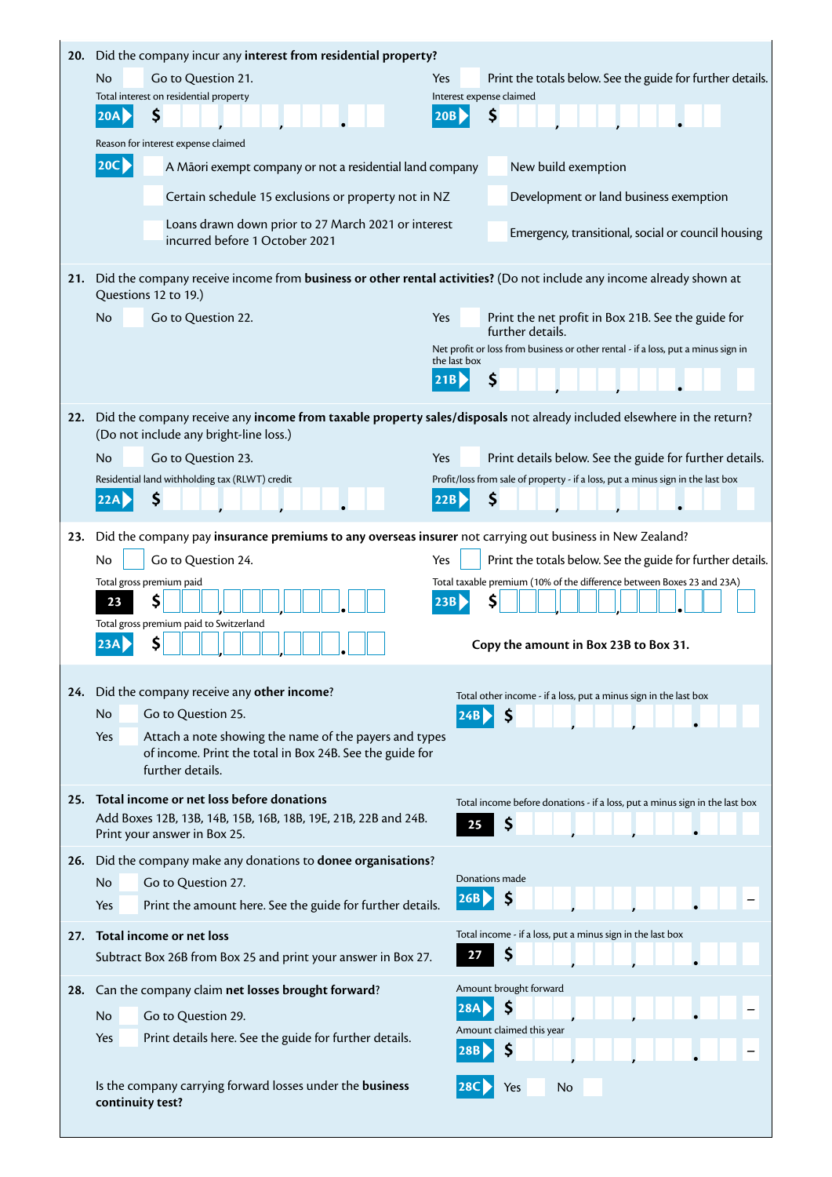**20.** Did the company incur any **interest from residential property?**

No ☐ Go to Question 21.

Yes ☐ Print the totals below. See the guide for further details.

Total interest on residential property

**20A** $ ___,___,___.___

Interest expense claimed

**20B** $ ___,___,___.___

Reason for interest expense claimed

**20C**

☐ A Māori exempt company or not a residential land company

☐ Certain schedule 15 exclusions or property not in NZ

☐ Loans drawn down prior to 27 March 2021 or interest incurred before 1 October 2021

☐ New build exemption

☐ Development or land business exemption

☐ Emergency, transitional, social or council housing

**21.** Did the company receive income from **business or other rental activities?** (Do not include any income already shown at Questions 12 to 19.)

No ☐ Go to Question 22.

Yes ☐ Print the net profit in Box 21B. See the guide for further details.

Net profit or loss from business or other rental - if a loss, put a minus sign in the last box

**21B** $ ___,___,___.___

**22.** Did the company receive any **income from taxable property sales/disposals** not already included elsewhere in the return? (Do not include any bright-line loss.)

No ☐ Go to Question 23.

Yes ☐ Print details below. See the guide for further details.

Residential land withholding tax (RLWT) credit

**22A** $ ___,___,___.___

Profit/loss from sale of property - if a loss, put a minus sign in the last box

**22B** $ ___,___,___.___

**23.** Did the company pay **insurance premiums to any overseas insurer** not carrying out business in New Zealand?

No ☐ Go to Question 24.

Yes ☐ Print the totals below. See the guide for further details.

Total gross premium paid

**23** $ ___,___,___.___

Total gross premium paid to Switzerland

**23A** $ ___,___,___.___

Total taxable premium (10% of the difference between Boxes 23 and 23A)

**23B** $ ___,___,___.___

**Copy the amount in Box 23B to Box 31.**

**24.** Did the company receive any **other income**?

No ☐ Go to Question 25.

Yes ☐ Attach a note showing the name of the payers and types of income. Print the total in Box 24B. See the guide for further details.

Total other income - if a loss, put a minus sign in the last box

**24B** $ ___,___,___.___

**25. Total income or net loss before donations**

Add Boxes 12B, 13B, 14B, 15B, 16B, 18B, 19E, 21B, 22B and 24B. Print your answer in Box 25.

Total income before donations - if a loss, put a minus sign in the last box

**25** $ ___,___,___.___

**26.** Did the company make any donations to **donee organisations**?

No ☐ Go to Question 27.

Yes ☐ Print the amount here. See the guide for further details.

Donations made

**26B** $ ___,___,___.___ –

**27. Total income or net loss**

Subtract Box 26B from Box 25 and print your answer in Box 27.

Total income - if a loss, put a minus sign in the last box

**27** $ ___,___,___.___

**28.** Can the company claim **net losses brought forward**?

No ☐ Go to Question 29.

Yes ☐ Print details here. See the guide for further details.

Amount brought forward

**28A** $ ___,___,___.___ –

Amount claimed this year

**28B** $ ___,___,___.___ –

Is the company carrying forward losses under the **business continuity test?**

**28C** Yes ☐ No ☐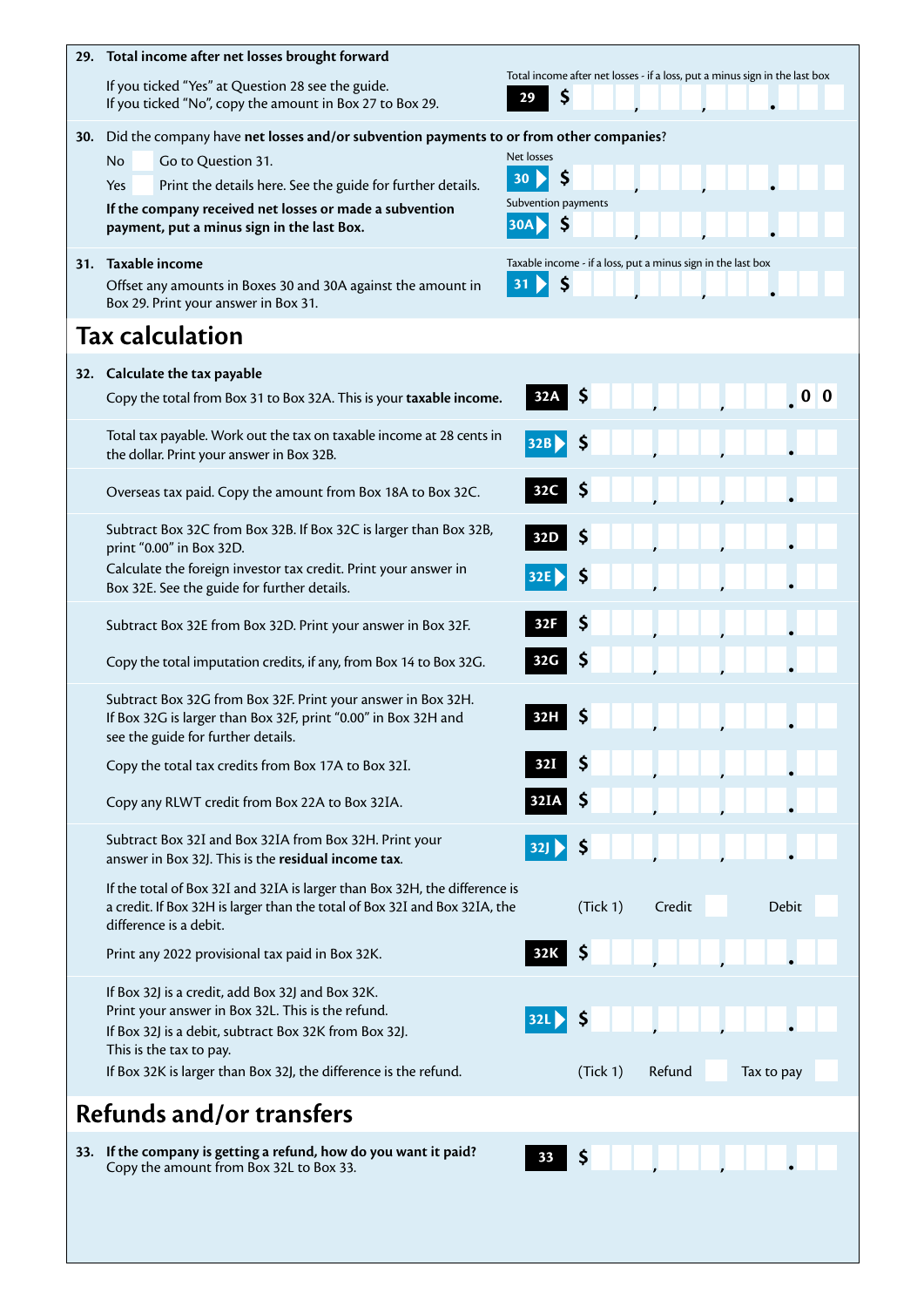**29. Total income after net losses brought forward**

If you ticked "Yes" at Question 28 see the guide.
If you ticked "No", copy the amount in Box 27 to Box 29.

Total income after net losses - if a loss, put a minus sign in the last box

**29** $ , , .

**30.** Did the company have **net losses and/or subvention payments to or from other companies**?

No ☐ Go to Question 31.

Yes ☐ Print the details here. See the guide for further details.

**If the company received net losses or made a subvention payment, put a minus sign in the last Box.**

Net losses

**30** $ , , .

Subvention payments

**30A** $ , , .

**31. Taxable income**

Offset any amounts in Boxes 30 and 30A against the amount in Box 29. Print your answer in Box 31.

Taxable income - if a loss, put a minus sign in the last box

**31** $ , , .

# Tax calculation

**32. Calculate the tax payable**

Copy the total from Box 31 to Box 32A. This is your **taxable income**. **32A** $ , , .00

Total tax payable. Work out the tax on taxable income at 28 cents in the dollar. Print your answer in Box 32B. **32B** $ , , .

Overseas tax paid. Copy the amount from Box 18A to Box 32C. **32C** $ , , .

Subtract Box 32C from Box 32B. If Box 32C is larger than Box 32B, print "0.00" in Box 32D. **32D** $ , , .

Calculate the foreign investor tax credit. Print your answer in Box 32E. See the guide for further details. **32E** $ , , .

Subtract Box 32E from Box 32D. Print your answer in Box 32F. **32F** $ , , .

Copy the total imputation credits, if any, from Box 14 to Box 32G. **32G** $ , , .

Subtract Box 32G from Box 32F. Print your answer in Box 32H. If Box 32G is larger than Box 32F, print "0.00" in Box 32H and see the guide for further details. **32H** $ , , .

Copy the total tax credits from Box 17A to Box 32I. **32I** $ , , .

Copy any RLWT credit from Box 22A to Box 32IA. **32IA** $ , , .

Subtract Box 32I and Box 32IA from Box 32H. Print your answer in Box 32J. This is the **residual income tax**. **32J** $ , , .

If the total of Box 32I and 32IA is larger than Box 32H, the difference is a credit. If Box 32H is larger than the total of Box 32I and Box 32IA, the difference is a debit. (Tick 1) Credit ☐ Debit ☐

Print any 2022 provisional tax paid in Box 32K. **32K** $ , , .

If Box 32J is a credit, add Box 32J and Box 32K.
Print your answer in Box 32L. This is the refund.
If Box 32J is a debit, subtract Box 32K from Box 32J.
This is the tax to pay.
If Box 32K is larger than Box 32J, the difference is the refund. **32L** $ , , .

(Tick 1) Refund ☐ Tax to pay ☐

# Refunds and/or transfers

**33. If the company is getting a refund, how do you want it paid?**
Copy the amount from Box 32L to Box 33. **33** $ , , .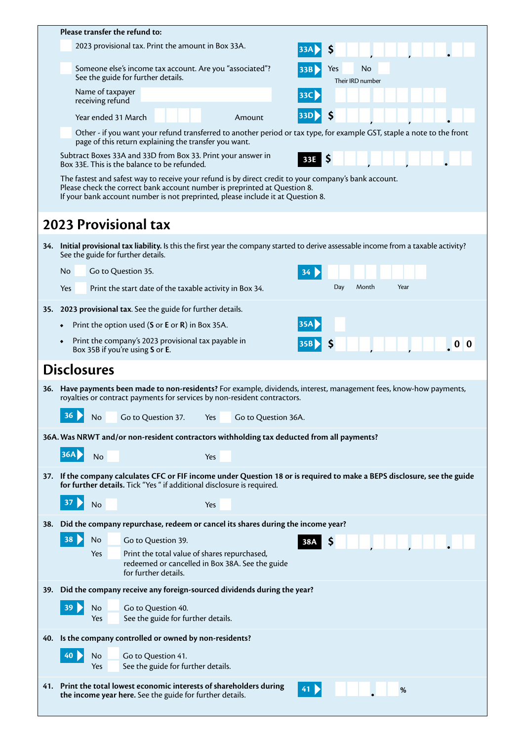**Please transfer the refund to:**

- 2023 provisional tax. Print the amount in Box 33A. **33A** $ ___,___,___.__

- Someone else's income tax account. Are you "associated"? See the guide for further details. **33B** Yes ☐ No ☐

  Their IRD number

  Name of taxpayer receiving refund ______ **33C** ___

  Year ended 31 March ____ Amount **33D** $ ___,___,___.__

- Other - if you want your refund transferred to another period or tax type, for example GST, staple a note to the front page of this return explaining the transfer you want.

Subtract Boxes 33A and 33D from Box 33. Print your answer in Box 33E. This is the balance to be refunded. **33E** $ ___,___,___.__

The fastest and safest way to receive your refund is by direct credit to your company's bank account.
Please check the correct bank account number is preprinted at Question 8.
If your bank account number is not preprinted, please include it at Question 8.

## 2023 Provisional tax

**34. Initial provisional tax liability.** Is this the first year the company started to derive assessable income from a taxable activity? See the guide for further details.

No ☐ Go to Question 35.

Yes ☐ Print the start date of the taxable activity in Box 34. **34** Day Month Year

**35. 2023 provisional tax**. See the guide for further details.

- Print the option used (**S** or **E** or **R**) in Box 35A. **35A** ☐
- Print the company's 2023 provisional tax payable in Box 35B if you're using **S** or **E**. **35B** $ ___,___,___.0 0

## Disclosures

**36. Have payments been made to non-residents?** For example, dividends, interest, management fees, know-how payments, royalties or contract payments for services by non-resident contractors.

**36** No ☐ Go to Question 37. Yes ☐ Go to Question 36A.

**36A. Was NRWT and/or non-resident contractors withholding tax deducted from all payments?**

**36A** No ☐ Yes ☐

**37. If the company calculates CFC or FIF income under Question 18 or is required to make a BEPS disclosure, see the guide for further details.** Tick "Yes " if additional disclosure is required.

**37** No ☐ Yes ☐

**38. Did the company repurchase, redeem or cancel its shares during the income year?**

**38** No ☐ Go to Question 39.

Yes ☐ Print the total value of shares repurchased, redeemed or cancelled in Box 38A. See the guide for further details. **38A** $ ___,___,___.__

**39. Did the company receive any foreign-sourced dividends during the year?**

**39** No ☐ Go to Question 40.

Yes ☐ See the guide for further details.

**40. Is the company controlled or owned by non-residents?**

**40** No ☐ Go to Question 41.

Yes ☐ See the guide for further details.

**41. Print the total lowest economic interests of shareholders during the income year here.** See the guide for further details. **41** ___.__ %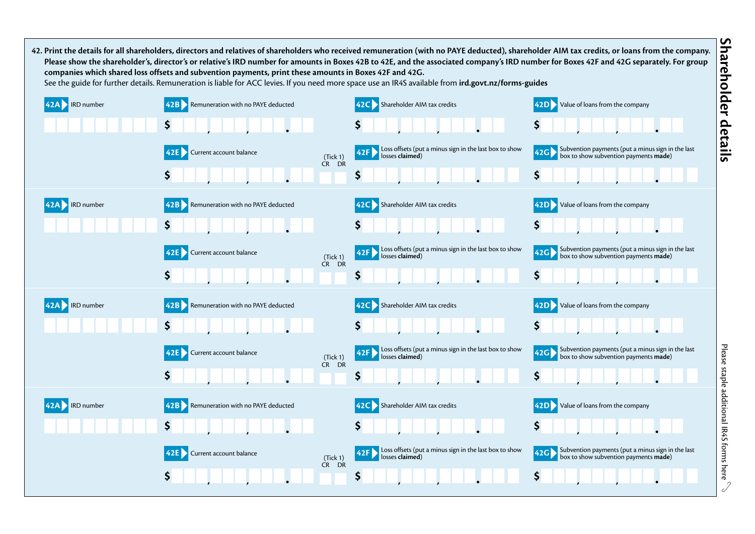## Shareholder details

**42. Print the details for all shareholders, directors and relatives of shareholders who received remuneration (with no PAYE deducted), shareholder AIM tax credits, or loans from the company. Please show the shareholder's, director's or relative's IRD number for amounts in Boxes 42B to 42E, and the associated company's IRD number for Boxes 42F and 42G separately. For group companies which shared loss offsets and subvention payments, print these amounts in Boxes 42F and 42G.**

See the guide for further details. Remuneration is liable for ACC levies. If you need more space use an IR4S available from **ird.govt.nz/forms-guides**

**42A** IRD number

**42B** Remuneration with no PAYE deducted $ , , .

**42C** Shareholder AIM tax credits $ , , .

**42D** Value of loans from the company $ , , .

**42E** Current account balance $ , , . (Tick 1) CR DR

**42F** Loss offsets (put a minus sign in the last box to show losses **claimed**) $ , , .

**42G** Subvention payments (put a minus sign in the last box to show subvention payments **made**) $ , , .

**42A** IRD number

**42B** Remuneration with no PAYE deducted $ , , .

**42C** Shareholder AIM tax credits $ , , .

**42D** Value of loans from the company $ , , .

**42E** Current account balance $ , , . (Tick 1) CR DR

**42F** Loss offsets (put a minus sign in the last box to show losses **claimed**) $ , , .

**42G** Subvention payments (put a minus sign in the last box to show subvention payments **made**) $ , , .

**42A** IRD number

**42B** Remuneration with no PAYE deducted $ , , .

**42C** Shareholder AIM tax credits $ , , .

**42D** Value of loans from the company $ , , .

**42E** Current account balance $ , , . (Tick 1) CR DR

**42F** Loss offsets (put a minus sign in the last box to show losses **claimed**) $ , , .

**42G** Subvention payments (put a minus sign in the last box to show subvention payments **made**) $ , , .

**42A** IRD number

**42B** Remuneration with no PAYE deducted $ , , .

**42C** Shareholder AIM tax credits $ , , .

**42D** Value of loans from the company $ , , .

**42E** Current account balance $ , , . (Tick 1) CR DR

**42F** Loss offsets (put a minus sign in the last box to show losses **claimed**) $ , , .

**42G** Subvention payments (put a minus sign in the last box to show subvention payments **made**) $ , , .

Please staple additional IR4S forms here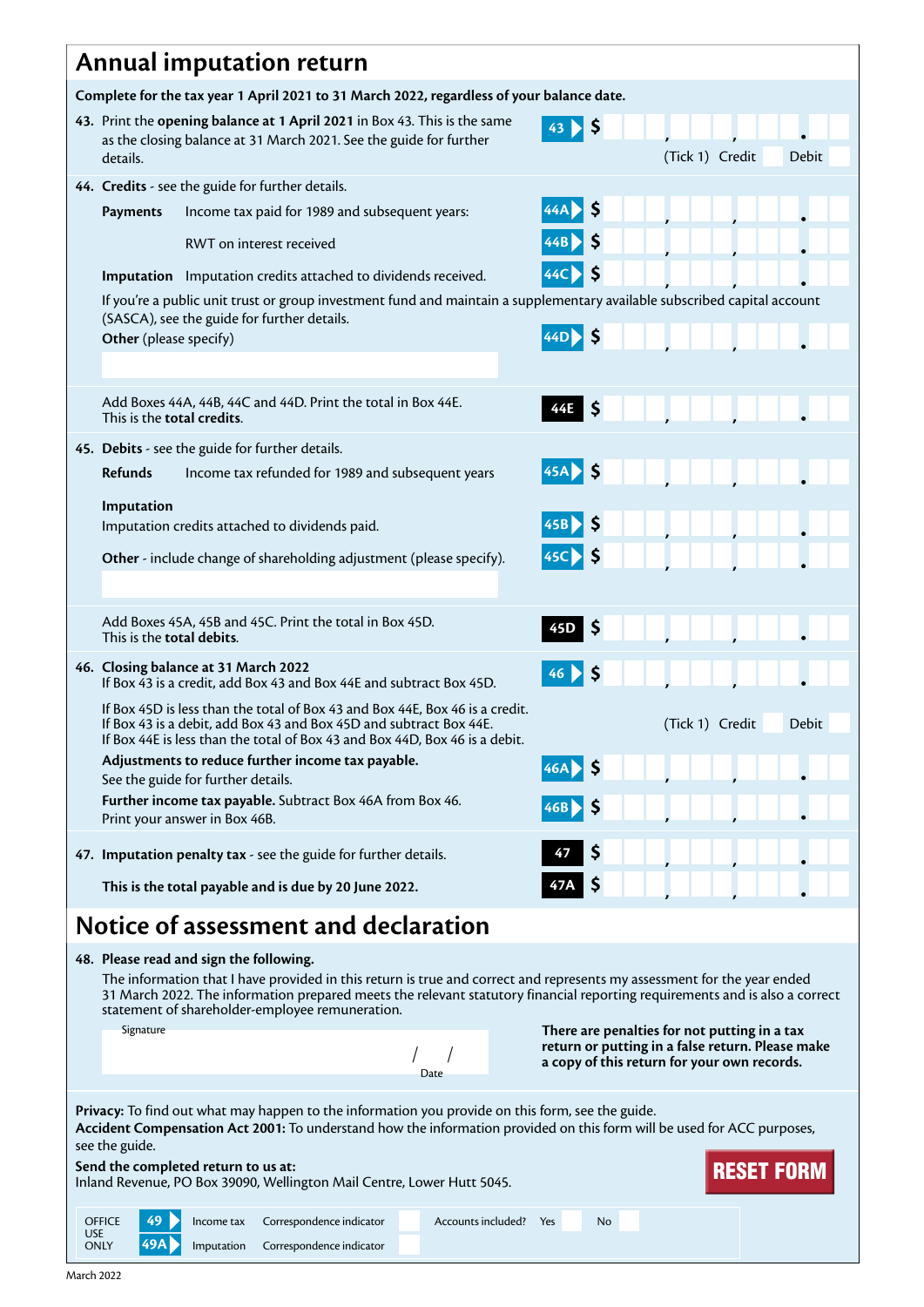# Annual imputation return

**Complete for the tax year 1 April 2021 to 31 March 2022, regardless of your balance date.**

**43.** Print the **opening balance at 1 April 2021** in Box 43. This is the same as the closing balance at 31 March 2021. See the guide for further details.

43 $ (Tick 1) Credit Debit

**44. Credits** - see the guide for further details.

**Payments** Income tax paid for 1989 and subsequent years: 44A $

RWT on interest received 44B $

**Imputation** Imputation credits attached to dividends received. 44C $

If you're a public unit trust or group investment fund and maintain a supplementary available subscribed capital account (SASCA), see the guide for further details.

**Other** (please specify) 44D $

Add Boxes 44A, 44B, 44C and 44D. Print the total in Box 44E. This is the **total credits**. 44E $

**45. Debits** - see the guide for further details.

**Refunds** Income tax refunded for 1989 and subsequent years 45A $

**Imputation**
Imputation credits attached to dividends paid. 45B $

**Other** - include change of shareholding adjustment (please specify). 45C $

Add Boxes 45A, 45B and 45C. Print the total in Box 45D. This is the **total debits**. 45D $

**46. Closing balance at 31 March 2022**
If Box 43 is a credit, add Box 43 and Box 44E and subtract Box 45D. 46 $

If Box 45D is less than the total of Box 43 and Box 44E, Box 46 is a credit.
If Box 43 is a debit, add Box 43 and Box 45D and subtract Box 44E.
If Box 44E is less than the total of Box 43 and Box 44D, Box 46 is a debit.

(Tick 1) Credit Debit

**Adjustments to reduce further income tax payable.** See the guide for further details. 46A $

**Further income tax payable.** Subtract Box 46A from Box 46. Print your answer in Box 46B. 46B $

**47. Imputation penalty tax** - see the guide for further details. 47 $

**This is the total payable and is due by 20 June 2022.** 47A $

# Notice of assessment and declaration

**48. Please read and sign the following.**
The information that I have provided in this return is true and correct and represents my assessment for the year ended 31 March 2022. The information prepared meets the relevant statutory financial reporting requirements and is also a correct statement of shareholder-employee remuneration.

Signature

/ /
Date

**There are penalties for not putting in a tax return or putting in a false return. Please make a copy of this return for your own records.**

**Privacy:** To find out what may happen to the information you provide on this form, see the guide.
**Accident Compensation Act 2001:** To understand how the information provided on this form will be used for ACC purposes, see the guide.

**Send the completed return to us at:**
Inland Revenue, PO Box 39090, Wellington Mail Centre, Lower Hutt 5045.

RESET FORM

OFFICE USE ONLY
49 Income tax Correspondence indicator Accounts included? Yes No
49A Imputation Correspondence indicator

March 2022